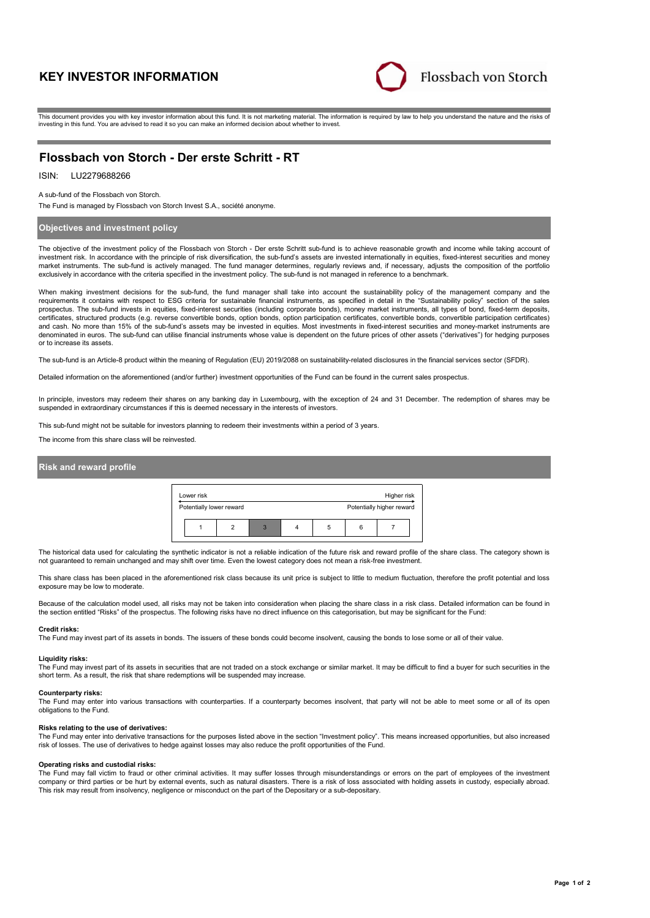# KEY INVESTOR INFORMATION

Flossbach von Storch

This document provides you with key investor information about this fund. It is not marketing material. The information is required by law to help you understand the nature and the risks of investing in this fund. You are advised to read it so you can make an informed decision about whether to invest.

## Flossbach von Storch - Der erste Schritt - RT

ISIN: LU2279688266

A sub-fund of the Flossbach von Storch.

The Fund is managed by Flossbach von Storch Invest S.A., société anonyme.

### Objectives and investment policy

The objective of the investment policy of the Flossbach von Storch - Der erste Schritt sub-fund is to achieve reasonable growth and income while taking account of investment risk. In accordance with the principle of risk diversification, the sub-fund's assets are invested internationally in equities, fixed-interest securities and money market instruments. The sub-fund is actively managed. The fund manager determines, regularly reviews and, if necessary, adjusts the composition of the portfolio exclusively in accordance with the criteria specified in the investment policy. The sub-fund is not managed in reference to a benchmark.

When making investment decisions for the sub-fund, the fund manager shall take into account the sustainability policy of the management company and the requirements it contains with respect to ESG criteria for sustainable financial instruments, as specified in detail in the "Sustainability policy" section of the sales prospectus. The sub-fund invests in equities, fixed-interest securities (including corporate bonds), money market instruments, all types of bond, fixed-term deposits, certificates, structured products (e.g. reverse convertible bonds, option bonds, option participation certificates, convertible bonds, convertible participation certificates) and cash. No more than 15% of the sub-fund's assets may be invested in equities. Most investments in fixed-interest securities and money-market instruments are denominated in euros. The sub-fund can utilise financial instruments whose value is dependent on the future prices of other assets ("derivatives") for hedging purposes or to increase its assets.

The sub-fund is an Article-8 product within the meaning of Regulation (EU) 2019/2088 on sustainability-related disclosures in the financial services sector (SFDR).

Detailed information on the aforementioned (and/or further) investment opportunities of the Fund can be found in the current sales prospectus.

In principle, investors may redeem their shares on any banking day in Luxembourg, with the exception of 24 and 31 December. The redemption of shares may be suspended in extraordinary circumstances if this is deemed necessary in the interests of investors.

This sub-fund might not be suitable for investors planning to redeem their investments within a period of 3 years.

The income from this share class will be reinvested.

### Risk and reward profile

| Lower risk | | | | | | Higher risk |
|---|---|---|---|---|---|---|
| Potentially lower reward | | | | | | Potentially higher reward |
| 1 | 2 | **3** | 4 | 5 | 6 | 7 |

The historical data used for calculating the synthetic indicator is not a reliable indication of the future risk and reward profile of the share class. The category shown is not guaranteed to remain unchanged and may shift over time. Even the lowest category does not mean a risk-free investment.

This share class has been placed in the aforementioned risk class because its unit price is subject to little to medium fluctuation, therefore the profit potential and loss exposure may be low to moderate.

Because of the calculation model used, all risks may not be taken into consideration when placing the share class in a risk class. Detailed information can be found in the section entitled "Risks" of the prospectus. The following risks have no direct influence on this categorisation, but may be significant for the Fund:

**Credit risks:**
The Fund may invest part of its assets in bonds. The issuers of these bonds could become insolvent, causing the bonds to lose some or all of their value.

**Liquidity risks:**
The Fund may invest part of its assets in securities that are not traded on a stock exchange or similar market. It may be difficult to find a buyer for such securities in the short term. As a result, the risk that share redemptions will be suspended may increase.

**Counterparty risks:**
The Fund may enter into various transactions with counterparties. If a counterparty becomes insolvent, that party will not be able to meet some or all of its open obligations to the Fund.

**Risks relating to the use of derivatives:**
The Fund may enter into derivative transactions for the purposes listed above in the section "Investment policy". This means increased opportunities, but also increased risk of losses. The use of derivatives to hedge against losses may also reduce the profit opportunities of the Fund.

**Operating risks and custodial risks:**
The Fund may fall victim to fraud or other criminal activities. It may suffer losses through misunderstandings or errors on the part of employees of the investment company or third parties or be hurt by external events, such as natural disasters. There is a risk of loss associated with holding assets in custody, especially abroad. This risk may result from insolvency, negligence or misconduct on the part of the Depositary or a sub-depositary.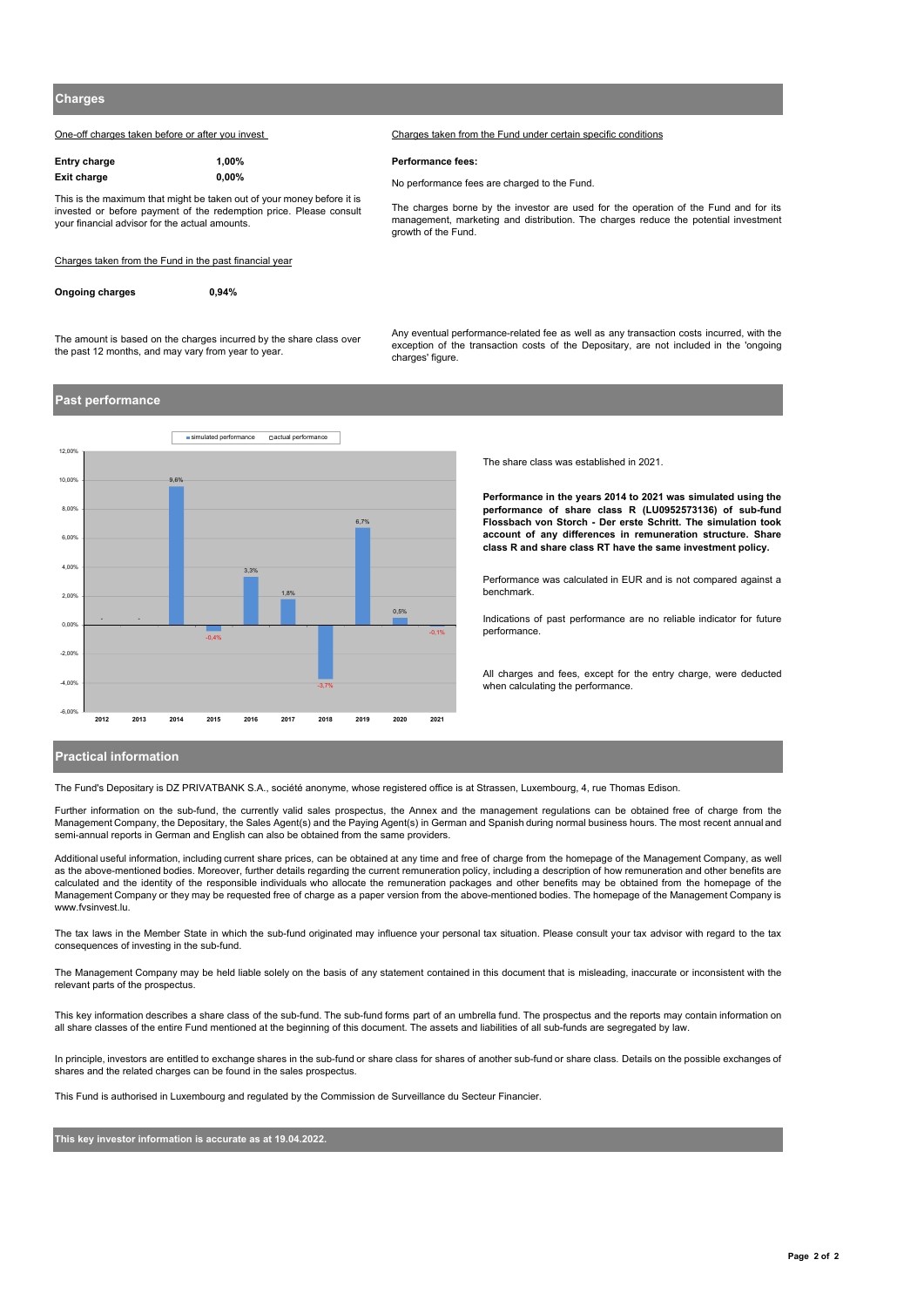## Charges

One-off charges taken before or after you invest

| | |
|---|---|
| **Entry charge** | **1,00%** |
| **Exit charge** | **0,00%** |

This is the maximum that might be taken out of your money before it is invested or before payment of the redemption price. Please consult your financial advisor for the actual amounts.

Charges taken from the Fund in the past financial year

| | |
|---|---|
| **Ongoing charges** | **0,94%** |

The amount is based on the charges incurred by the share class over the past 12 months, and may vary from year to year.

Charges taken from the Fund under certain specific conditions

**Performance fees:**

No performance fees are charged to the Fund.

The charges borne by the investor are used for the operation of the Fund and for its management, marketing and distribution. The charges reduce the potential investment growth of the Fund.

Any eventual performance-related fee as well as any transaction costs incurred, with the exception of the transaction costs of the Depositary, are not included in the 'ongoing charges' figure.

## Past performance

simulated performance
actual performance

12,00%
10,00%
8,00%
6,00%
4,00%
2,00%
0,00%
-2,00%
-4,00%
-6,00%

2012 2013 2014 2015 2016 2017 2018 2019 2020 2021

- - 9,6% -0,4% 3,3% 1,8% -3,7% 6,7% 0,5% -0,1%

The share class was established in 2021.

**Performance in the years 2014 to 2021 was simulated using the performance of share class R (LU0952573136) of sub-fund Flossbach von Storch - Der erste Schritt. The simulation took account of any differences in remuneration structure. Share class R and share class RT have the same investment policy.**

Performance was calculated in EUR and is not compared against a benchmark.

Indications of past performance are no reliable indicator for future performance.

All charges and fees, except for the entry charge, were deducted when calculating the performance.

## Practical information

The Fund's Depositary is DZ PRIVATBANK S.A., société anonyme, whose registered office is at Strassen, Luxembourg, 4, rue Thomas Edison.

Further information on the sub-fund, the currently valid sales prospectus, the Annex and the management regulations can be obtained free of charge from the Management Company, the Depositary, the Sales Agent(s) and the Paying Agent(s) in German and Spanish during normal business hours. The most recent annual and semi-annual reports in German and English can also be obtained from the same providers.

Additional useful information, including current share prices, can be obtained at any time and free of charge from the homepage of the Management Company, as well as the above-mentioned bodies. Moreover, further details regarding the current remuneration policy, including a description of how remuneration and other benefits are calculated and the identity of the responsible individuals who allocate the remuneration packages and other benefits may be obtained from the homepage of the Management Company or they may be requested free of charge as a paper version from the above-mentioned bodies. The homepage of the Management Company is www.fvsinvest.lu.

The tax laws in the Member State in which the sub-fund originated may influence your personal tax situation. Please consult your tax advisor with regard to the tax consequences of investing in the sub-fund.

The Management Company may be held liable solely on the basis of any statement contained in this document that is misleading, inaccurate or inconsistent with the relevant parts of the prospectus.

This key information describes a share class of the sub-fund. The sub-fund forms part of an umbrella fund. The prospectus and the reports may contain information on all share classes of the entire Fund mentioned at the beginning of this document. The assets and liabilities of all sub-funds are segregated by law.

In principle, investors are entitled to exchange shares in the sub-fund or share class for shares of another sub-fund or share class. Details on the possible exchanges of shares and the related charges can be found in the sales prospectus.

This Fund is authorised in Luxembourg and regulated by the Commission de Surveillance du Secteur Financier.

**This key investor information is accurate as at 19.04.2022.**